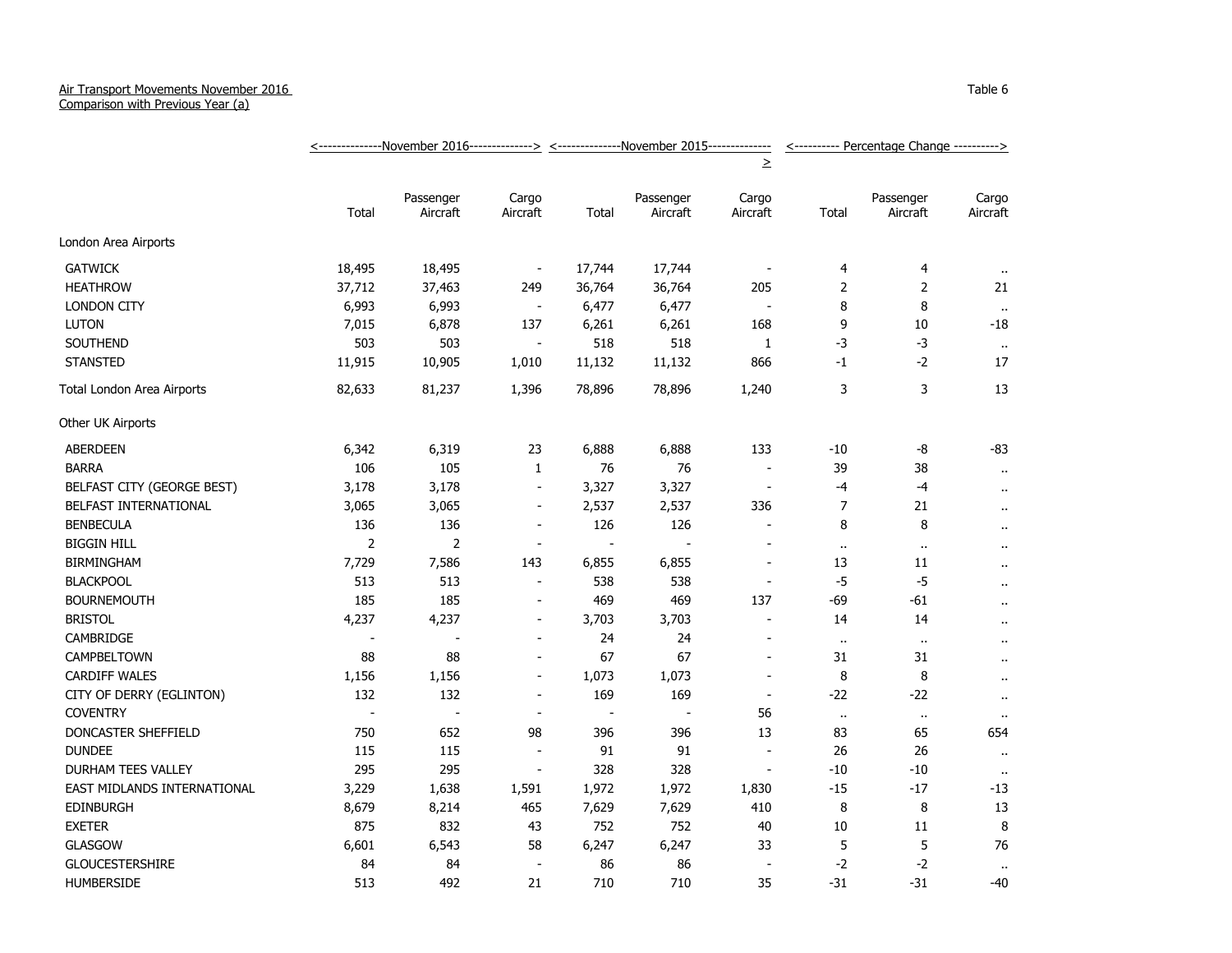Air Transport Movements November 2016
Comparison with Previous Year (a)

Table 6

| | <--------------November 2016--------------> | | | <--------------November 2015--------------> | | | <---------- Percentage Change ----------> | | |
|---|---|---|---|---|---|---|---|---|---|
| | Total | Passenger Aircraft | Cargo Aircraft | Total | Passenger Aircraft | Cargo Aircraft | Total | Passenger Aircraft | Cargo Aircraft |
| London Area Airports | | | | | | | | | |
| GATWICK | 18,495 | 18,495 | - | 17,744 | 17,744 | - | 4 | 4 | .. |
| HEATHROW | 37,712 | 37,463 | 249 | 36,764 | 36,764 | 205 | 2 | 2 | 21 |
| LONDON CITY | 6,993 | 6,993 | - | 6,477 | 6,477 | - | 8 | 8 | .. |
| LUTON | 7,015 | 6,878 | 137 | 6,261 | 6,261 | 168 | 9 | 10 | -18 |
| SOUTHEND | 503 | 503 | - | 518 | 518 | 1 | -3 | -3 | .. |
| STANSTED | 11,915 | 10,905 | 1,010 | 11,132 | 11,132 | 866 | -1 | -2 | 17 |
| Total London Area Airports | 82,633 | 81,237 | 1,396 | 78,896 | 78,896 | 1,240 | 3 | 3 | 13 |
| Other UK Airports | | | | | | | | | |
| ABERDEEN | 6,342 | 6,319 | 23 | 6,888 | 6,888 | 133 | -10 | -8 | -83 |
| BARRA | 106 | 105 | 1 | 76 | 76 | - | 39 | 38 | .. |
| BELFAST CITY (GEORGE BEST) | 3,178 | 3,178 | - | 3,327 | 3,327 | - | -4 | -4 | .. |
| BELFAST INTERNATIONAL | 3,065 | 3,065 | - | 2,537 | 2,537 | 336 | 7 | 21 | .. |
| BENBECULA | 136 | 136 | - | 126 | 126 | - | 8 | 8 | .. |
| BIGGIN HILL | 2 | 2 | - | - | - | - | .. | .. | .. |
| BIRMINGHAM | 7,729 | 7,586 | 143 | 6,855 | 6,855 | - | 13 | 11 | .. |
| BLACKPOOL | 513 | 513 | - | 538 | 538 | - | -5 | -5 | .. |
| BOURNEMOUTH | 185 | 185 | - | 469 | 469 | 137 | -69 | -61 | .. |
| BRISTOL | 4,237 | 4,237 | - | 3,703 | 3,703 | - | 14 | 14 | .. |
| CAMBRIDGE | - | - | - | 24 | 24 | - | .. | .. | .. |
| CAMPBELTOWN | 88 | 88 | - | 67 | 67 | - | 31 | 31 | .. |
| CARDIFF WALES | 1,156 | 1,156 | - | 1,073 | 1,073 | - | 8 | 8 | .. |
| CITY OF DERRY (EGLINTON) | 132 | 132 | - | 169 | 169 | - | -22 | -22 | .. |
| COVENTRY | - | - | - | - | - | 56 | .. | .. | .. |
| DONCASTER SHEFFIELD | 750 | 652 | 98 | 396 | 396 | 13 | 83 | 65 | 654 |
| DUNDEE | 115 | 115 | - | 91 | 91 | - | 26 | 26 | .. |
| DURHAM TEES VALLEY | 295 | 295 | - | 328 | 328 | - | -10 | -10 | .. |
| EAST MIDLANDS INTERNATIONAL | 3,229 | 1,638 | 1,591 | 1,972 | 1,972 | 1,830 | -15 | -17 | -13 |
| EDINBURGH | 8,679 | 8,214 | 465 | 7,629 | 7,629 | 410 | 8 | 8 | 13 |
| EXETER | 875 | 832 | 43 | 752 | 752 | 40 | 10 | 11 | 8 |
| GLASGOW | 6,601 | 6,543 | 58 | 6,247 | 6,247 | 33 | 5 | 5 | 76 |
| GLOUCESTERSHIRE | 84 | 84 | - | 86 | 86 | - | -2 | -2 | .. |
| HUMBERSIDE | 513 | 492 | 21 | 710 | 710 | 35 | -31 | -31 | -40 |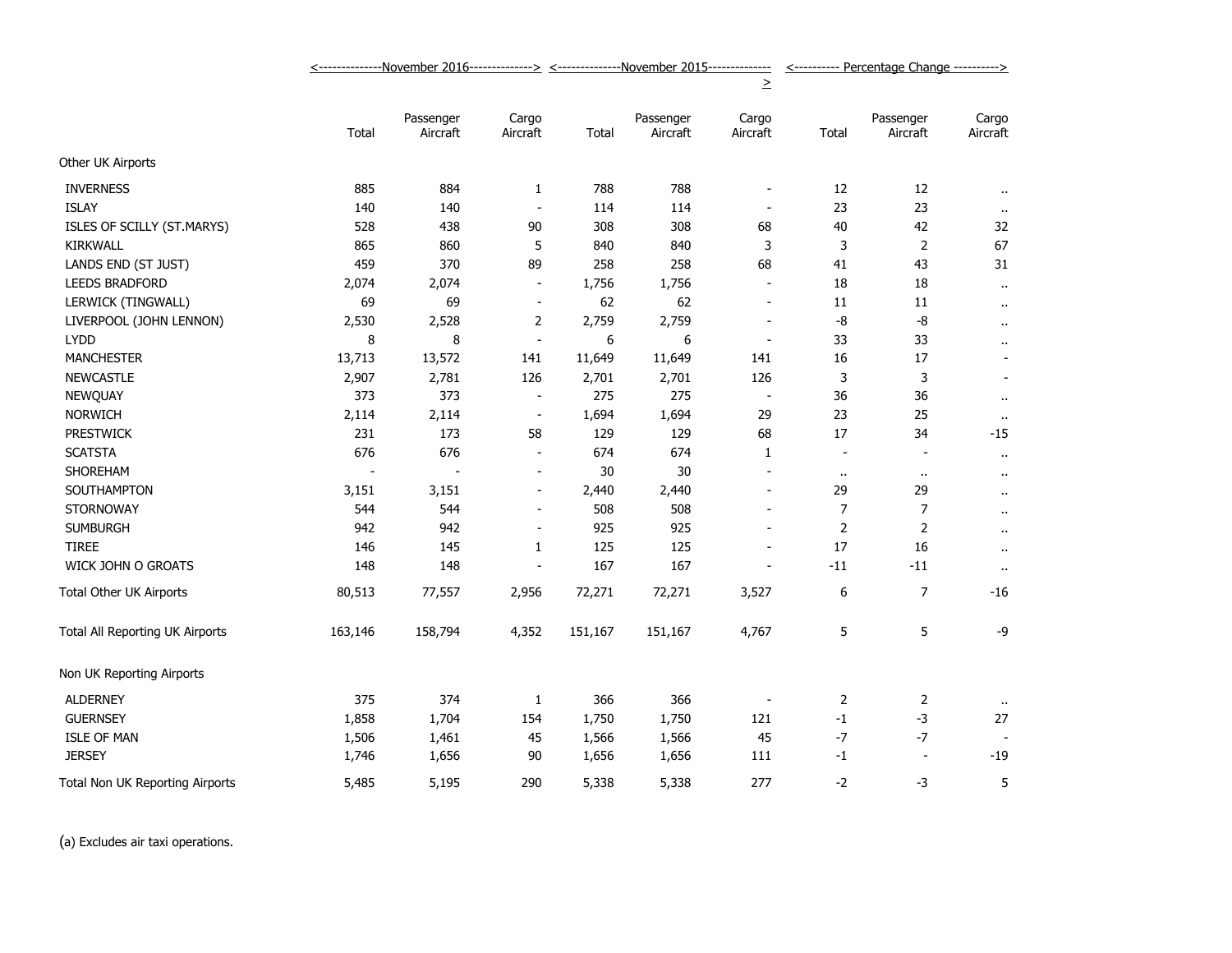| | <--------------November 2016--------------> | | | <--------------November 2015--------------> | | | <---------- Percentage Change ----------> | | |
|---|---|---|---|---|---|---|---|---|---|
| | Total | Passenger Aircraft | Cargo Aircraft | Total | Passenger Aircraft | Cargo Aircraft | Total | Passenger Aircraft | Cargo Aircraft |
| Other UK Airports | | | | | | | | | |
| INVERNESS | 885 | 884 | 1 | 788 | 788 | - | 12 | 12 | .. |
| ISLAY | 140 | 140 | - | 114 | 114 | - | 23 | 23 | .. |
| ISLES OF SCILLY (ST.MARYS) | 528 | 438 | 90 | 308 | 308 | 68 | 40 | 42 | 32 |
| KIRKWALL | 865 | 860 | 5 | 840 | 840 | 3 | 3 | 2 | 67 |
| LANDS END (ST JUST) | 459 | 370 | 89 | 258 | 258 | 68 | 41 | 43 | 31 |
| LEEDS BRADFORD | 2,074 | 2,074 | - | 1,756 | 1,756 | - | 18 | 18 | .. |
| LERWICK (TINGWALL) | 69 | 69 | - | 62 | 62 | - | 11 | 11 | .. |
| LIVERPOOL (JOHN LENNON) | 2,530 | 2,528 | 2 | 2,759 | 2,759 | - | -8 | -8 | .. |
| LYDD | 8 | 8 | - | 6 | 6 | - | 33 | 33 | .. |
| MANCHESTER | 13,713 | 13,572 | 141 | 11,649 | 11,649 | 141 | 16 | 17 | - |
| NEWCASTLE | 2,907 | 2,781 | 126 | 2,701 | 2,701 | 126 | 3 | 3 | - |
| NEWQUAY | 373 | 373 | - | 275 | 275 | - | 36 | 36 | .. |
| NORWICH | 2,114 | 2,114 | - | 1,694 | 1,694 | 29 | 23 | 25 | .. |
| PRESTWICK | 231 | 173 | 58 | 129 | 129 | 68 | 17 | 34 | -15 |
| SCATSTA | 676 | 676 | - | 674 | 674 | 1 | - | - | .. |
| SHOREHAM | - | - | - | 30 | 30 | - | .. | .. | .. |
| SOUTHAMPTON | 3,151 | 3,151 | - | 2,440 | 2,440 | - | 29 | 29 | .. |
| STORNOWAY | 544 | 544 | - | 508 | 508 | - | 7 | 7 | .. |
| SUMBURGH | 942 | 942 | - | 925 | 925 | - | 2 | 2 | .. |
| TIREE | 146 | 145 | 1 | 125 | 125 | - | 17 | 16 | .. |
| WICK JOHN O GROATS | 148 | 148 | - | 167 | 167 | - | -11 | -11 | .. |
| Total Other UK Airports | 80,513 | 77,557 | 2,956 | 72,271 | 72,271 | 3,527 | 6 | 7 | -16 |
| Total All Reporting UK Airports | 163,146 | 158,794 | 4,352 | 151,167 | 151,167 | 4,767 | 5 | 5 | -9 |
| Non UK Reporting Airports | | | | | | | | | |
| ALDERNEY | 375 | 374 | 1 | 366 | 366 | - | 2 | 2 | .. |
| GUERNSEY | 1,858 | 1,704 | 154 | 1,750 | 1,750 | 121 | -1 | -3 | 27 |
| ISLE OF MAN | 1,506 | 1,461 | 45 | 1,566 | 1,566 | 45 | -7 | -7 | - |
| JERSEY | 1,746 | 1,656 | 90 | 1,656 | 1,656 | 111 | -1 | - | -19 |
| Total Non UK Reporting Airports | 5,485 | 5,195 | 290 | 5,338 | 5,338 | 277 | -2 | -3 | 5 |

(a) Excludes air taxi operations.